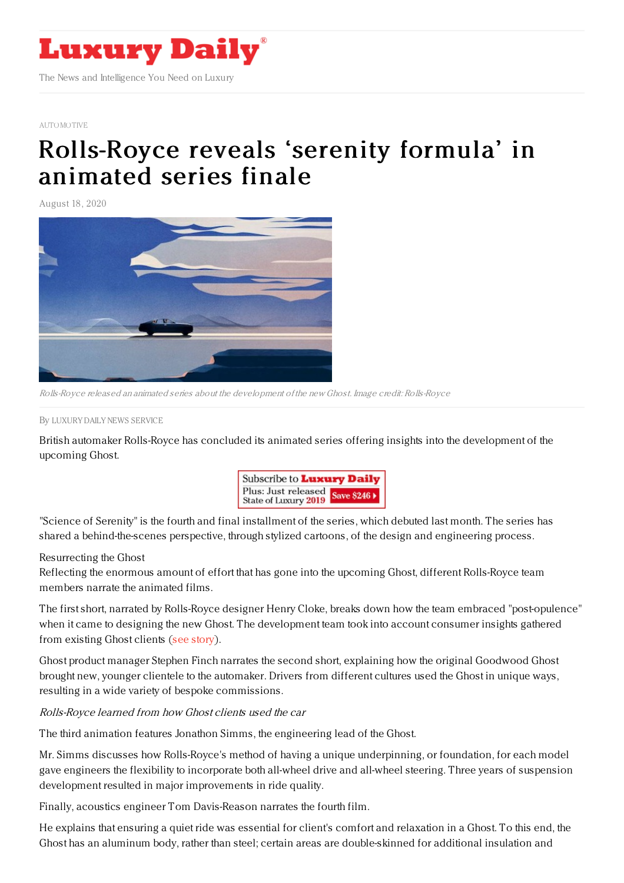# Luxury Daily

The News and Intelligence You Need on Luxury

AUTOMOTIVE

# Rolls-Royce reveals 'serenity formula' in animated series finale

August 18, 2020

*Rolls-Royce released an animated series about the development of the new Ghost. Image credit: Rolls-Royce*

By LUXURY DAILY NEWS SERVICE

British automaker Rolls-Royce has concluded its animated series offering insights into the development of the upcoming Ghost.

"Science of Serenity" is the fourth and final installment of the series, which debuted last month. The series has shared a behind-the-scenes perspective, through stylized cartoons, of the design and engineering process.

Resurrecting the Ghost

Reflecting the enormous amount of effort that has gone into the upcoming Ghost, different Rolls-Royce team members narrate the animated films.

The first short, narrated by Rolls-Royce designer Henry Cloke, breaks down how the team embraced "post-opulence" when it came to designing the new Ghost. The development team took into account consumer insights gathered from existing Ghost clients (see story).

Ghost product manager Stephen Finch narrates the second short, explaining how the original Goodwood Ghost brought new, younger clientele to the automaker. Drivers from different cultures used the Ghost in unique ways, resulting in a wide variety of bespoke commissions.

*Rolls-Royce learned from how Ghost clients used the car*

The third animation features Jonathon Simms, the engineering lead of the Ghost.

Mr. Simms discusses how Rolls-Royce's method of having a unique underpinning, or foundation, for each model gave engineers the flexibility to incorporate both all-wheel drive and all-wheel steering. Three years of suspension development resulted in major improvements in ride quality.

Finally, acoustics engineer Tom Davis-Reason narrates the fourth film.

He explains that ensuring a quiet ride was essential for client's comfort and relaxation in a Ghost. To this end, the Ghost has an aluminum body, rather than steel; certain areas are double-skinned for additional insulation and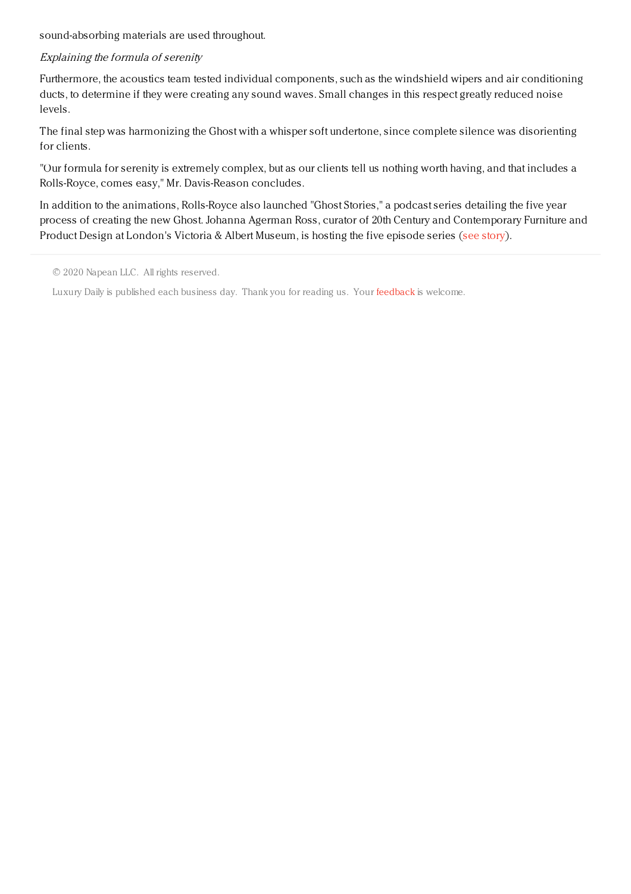sound-absorbing materials are used throughout.

*Explaining the formula of serenity*

Furthermore, the acoustics team tested individual components, such as the windshield wipers and air conditioning ducts, to determine if they were creating any sound waves. Small changes in this respect greatly reduced noise levels.

The final step was harmonizing the Ghost with a whisper soft undertone, since complete silence was disorienting for clients.

"Our formula for serenity is extremely complex, but as our clients tell us nothing worth having, and that includes a Rolls-Royce, comes easy," Mr. Davis-Reason concludes.

In addition to the animations, Rolls-Royce also launched "Ghost Stories," a podcast series detailing the five year process of creating the new Ghost. Johanna Agerman Ross, curator of 20th Century and Contemporary Furniture and Product Design at London's Victoria & Albert Museum, is hosting the five episode series (see story).

© 2020 Napean LLC. All rights reserved.

Luxury Daily is published each business day. Thank you for reading us. Your feedback is welcome.